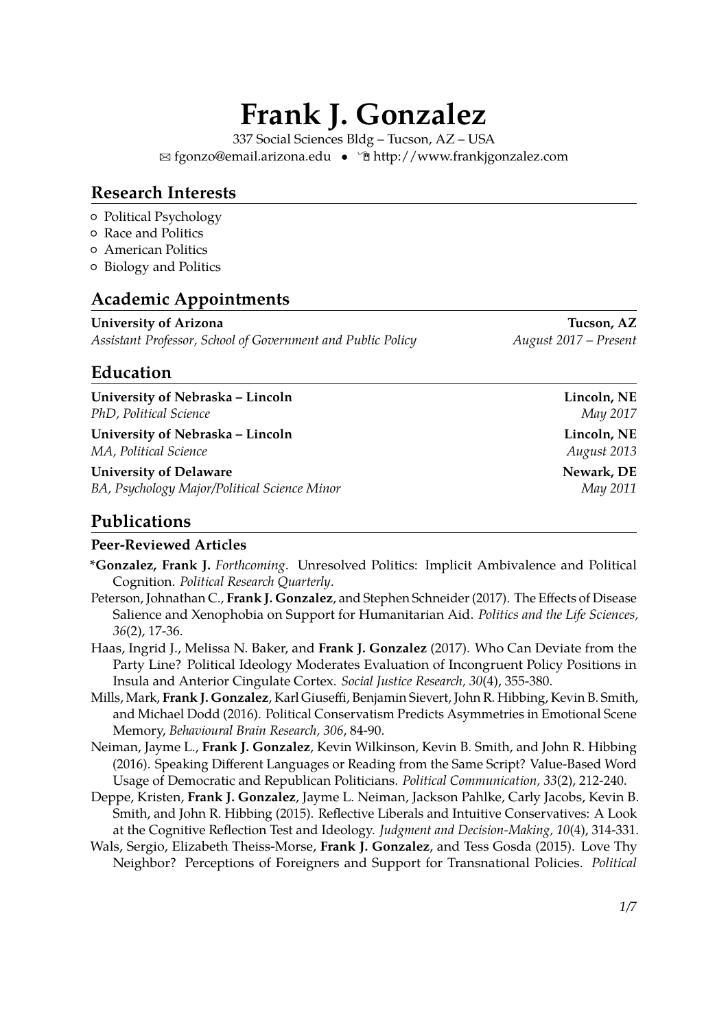# Frank J. Gonzalez

337 Social Sciences Bldg – Tucson, AZ – USA
✉ fgonzo@email.arizona.edu • 🖱 http://www.frankjgonzalez.com

## Research Interests

- Political Psychology
- Race and Politics
- American Politics
- Biology and Politics

## Academic Appointments

**University of Arizona** — **Tucson, AZ**
*Assistant Professor, School of Government and Public Policy* — *August 2017 – Present*

## Education

**University of Nebraska – Lincoln** — **Lincoln, NE**
*PhD, Political Science* — *May 2017*

**University of Nebraska – Lincoln** — **Lincoln, NE**
*MA, Political Science* — *August 2013*

**University of Delaware** — **Newark, DE**
*BA, Psychology Major/Political Science Minor* — *May 2011*

## Publications

### Peer-Reviewed Articles

**\*Gonzalez, Frank J.** *Forthcoming*. Unresolved Politics: Implicit Ambivalence and Political Cognition. *Political Research Quarterly*.

Peterson, Johnathan C., **Frank J. Gonzalez**, and Stephen Schneider (2017). The Effects of Disease Salience and Xenophobia on Support for Humanitarian Aid. *Politics and the Life Sciences, 36*(2), 17-36.

Haas, Ingrid J., Melissa N. Baker, and **Frank J. Gonzalez** (2017). Who Can Deviate from the Party Line? Political Ideology Moderates Evaluation of Incongruent Policy Positions in Insula and Anterior Cingulate Cortex. *Social Justice Research, 30*(4), 355-380.

Mills, Mark, **Frank J. Gonzalez**, Karl Giuseffi, Benjamin Sievert, John R. Hibbing, Kevin B. Smith, and Michael Dodd (2016). Political Conservatism Predicts Asymmetries in Emotional Scene Memory, *Behavioural Brain Research, 306*, 84-90.

Neiman, Jayme L., **Frank J. Gonzalez**, Kevin Wilkinson, Kevin B. Smith, and John R. Hibbing (2016). Speaking Different Languages or Reading from the Same Script? Value-Based Word Usage of Democratic and Republican Politicians. *Political Communication, 33*(2), 212-240.

Deppe, Kristen, **Frank J. Gonzalez**, Jayme L. Neiman, Jackson Pahlke, Carly Jacobs, Kevin B. Smith, and John R. Hibbing (2015). Reflective Liberals and Intuitive Conservatives: A Look at the Cognitive Reflection Test and Ideology. *Judgment and Decision-Making, 10*(4), 314-331.

Wals, Sergio, Elizabeth Theiss-Morse, **Frank J. Gonzalez**, and Tess Gosda (2015). Love Thy Neighbor? Perceptions of Foreigners and Support for Transnational Policies. *Political*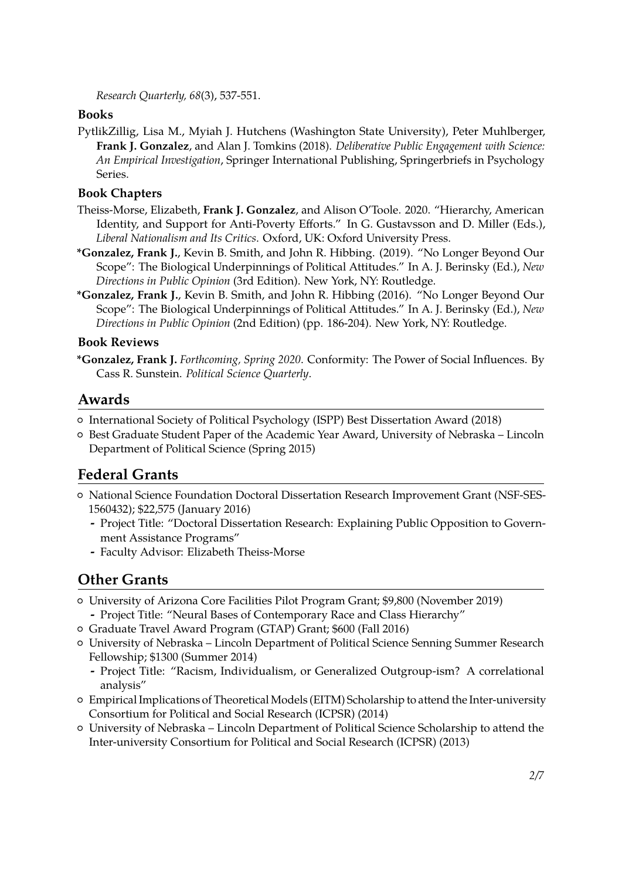*Research Quarterly, 68*(3), 537-551.

### Books

PytlikZillig, Lisa M., Myiah J. Hutchens (Washington State University), Peter Muhlberger, **Frank J. Gonzalez**, and Alan J. Tomkins (2018). *Deliberative Public Engagement with Science: An Empirical Investigation*, Springer International Publishing, Springerbriefs in Psychology Series.

### Book Chapters

Theiss-Morse, Elizabeth, **Frank J. Gonzalez**, and Alison O'Toole. 2020. "Hierarchy, American Identity, and Support for Anti-Poverty Efforts." In G. Gustavsson and D. Miller (Eds.), *Liberal Nationalism and Its Critics*. Oxford, UK: Oxford University Press.

**\*Gonzalez, Frank J.**, Kevin B. Smith, and John R. Hibbing. (2019). "No Longer Beyond Our Scope": The Biological Underpinnings of Political Attitudes." In A. J. Berinsky (Ed.), *New Directions in Public Opinion* (3rd Edition). New York, NY: Routledge.

**\*Gonzalez, Frank J.**, Kevin B. Smith, and John R. Hibbing (2016). "No Longer Beyond Our Scope": The Biological Underpinnings of Political Attitudes." In A. J. Berinsky (Ed.), *New Directions in Public Opinion* (2nd Edition) (pp. 186-204). New York, NY: Routledge.

### Book Reviews

**\*Gonzalez, Frank J.** *Forthcoming, Spring 2020*. Conformity: The Power of Social Influences. By Cass R. Sunstein. *Political Science Quarterly*.

## Awards

- International Society of Political Psychology (ISPP) Best Dissertation Award (2018)
- Best Graduate Student Paper of the Academic Year Award, University of Nebraska – Lincoln Department of Political Science (Spring 2015)

## Federal Grants

- National Science Foundation Doctoral Dissertation Research Improvement Grant (NSF-SES-1560432); $22,575 (January 2016)
  - Project Title: "Doctoral Dissertation Research: Explaining Public Opposition to Government Assistance Programs"
  - Faculty Advisor: Elizabeth Theiss-Morse

## Other Grants

- University of Arizona Core Facilities Pilot Program Grant; $9,800 (November 2019)
  - Project Title: "Neural Bases of Contemporary Race and Class Hierarchy"
- Graduate Travel Award Program (GTAP) Grant; $600 (Fall 2016)
- University of Nebraska – Lincoln Department of Political Science Senning Summer Research Fellowship; $1300 (Summer 2014)
  - Project Title: "Racism, Individualism, or Generalized Outgroup-ism? A correlational analysis"
- Empirical Implications of Theoretical Models (EITM) Scholarship to attend the Inter-university Consortium for Political and Social Research (ICPSR) (2014)
- University of Nebraska – Lincoln Department of Political Science Scholarship to attend the Inter-university Consortium for Political and Social Research (ICPSR) (2013)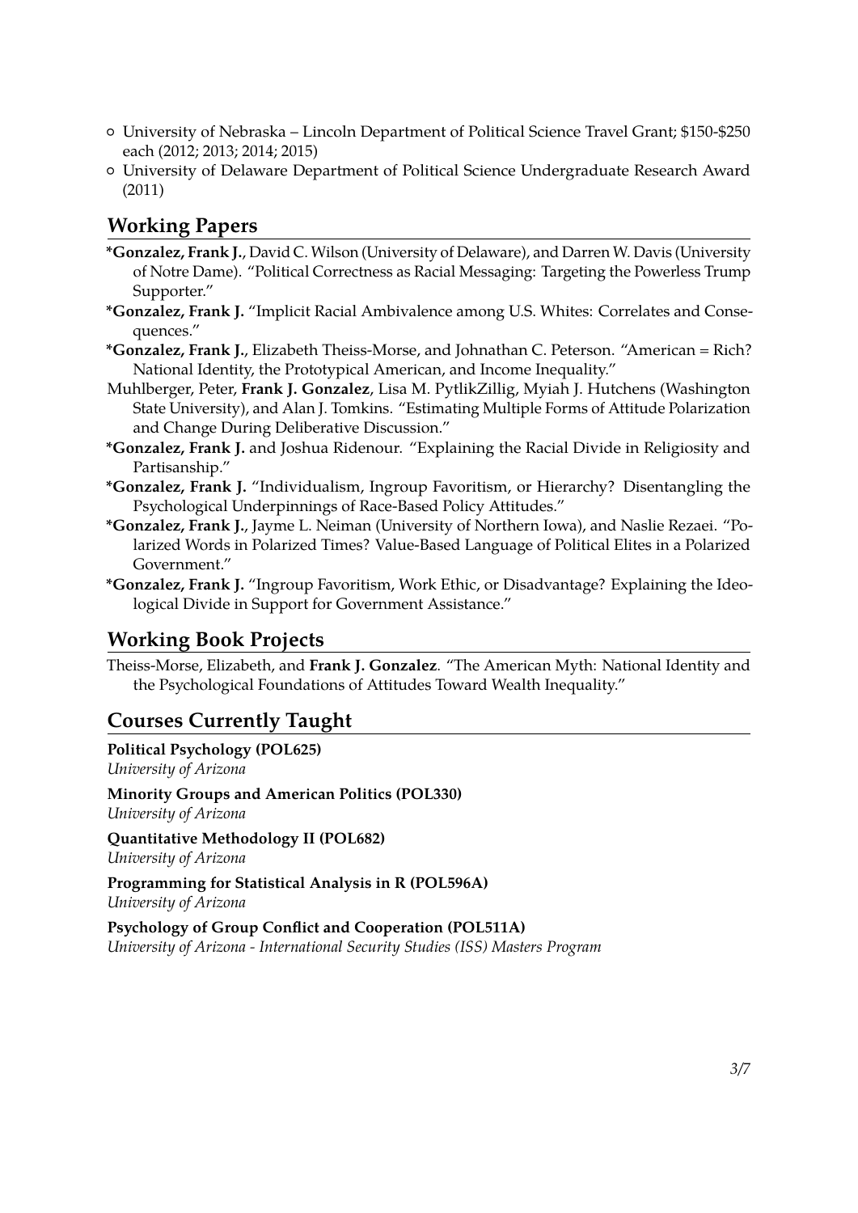- University of Nebraska – Lincoln Department of Political Science Travel Grant; \$150-\$250 each (2012; 2013; 2014; 2015)
- University of Delaware Department of Political Science Undergraduate Research Award (2011)

## Working Papers

**\*Gonzalez, Frank J.**, David C. Wilson (University of Delaware), and Darren W. Davis (University of Notre Dame). "Political Correctness as Racial Messaging: Targeting the Powerless Trump Supporter."

**\*Gonzalez, Frank J.** "Implicit Racial Ambivalence among U.S. Whites: Correlates and Consequences."

**\*Gonzalez, Frank J.**, Elizabeth Theiss-Morse, and Johnathan C. Peterson. "American = Rich? National Identity, the Prototypical American, and Income Inequality."

Muhlberger, Peter, **Frank J. Gonzalez**, Lisa M. PytlikZillig, Myiah J. Hutchens (Washington State University), and Alan J. Tomkins. "Estimating Multiple Forms of Attitude Polarization and Change During Deliberative Discussion."

**\*Gonzalez, Frank J.** and Joshua Ridenour. "Explaining the Racial Divide in Religiosity and Partisanship."

**\*Gonzalez, Frank J.** "Individualism, Ingroup Favoritism, or Hierarchy? Disentangling the Psychological Underpinnings of Race-Based Policy Attitudes."

**\*Gonzalez, Frank J.**, Jayme L. Neiman (University of Northern Iowa), and Naslie Rezaei. "Polarized Words in Polarized Times? Value-Based Language of Political Elites in a Polarized Government."

**\*Gonzalez, Frank J.** "Ingroup Favoritism, Work Ethic, or Disadvantage? Explaining the Ideological Divide in Support for Government Assistance."

## Working Book Projects

Theiss-Morse, Elizabeth, and **Frank J. Gonzalez**. "The American Myth: National Identity and the Psychological Foundations of Attitudes Toward Wealth Inequality."

## Courses Currently Taught

**Political Psychology (POL625)**
*University of Arizona*

**Minority Groups and American Politics (POL330)**
*University of Arizona*

**Quantitative Methodology II (POL682)**
*University of Arizona*

**Programming for Statistical Analysis in R (POL596A)**
*University of Arizona*

**Psychology of Group Conflict and Cooperation (POL511A)**
*University of Arizona - International Security Studies (ISS) Masters Program*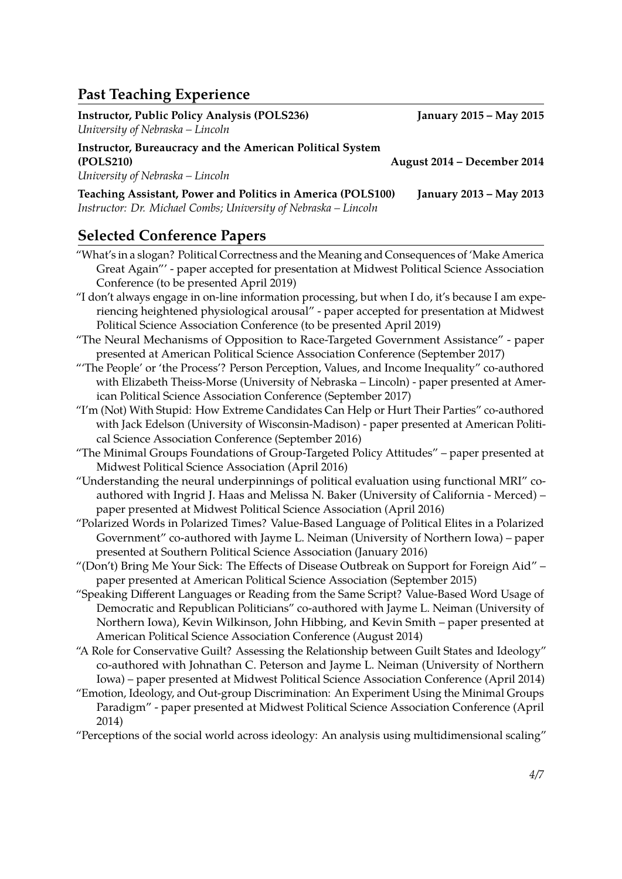## Past Teaching Experience

**Instructor, Public Policy Analysis (POLS236)** **January 2015 – May 2015**
*University of Nebraska – Lincoln*

**Instructor, Bureaucracy and the American Political System (POLS210)** **August 2014 – December 2014**
*University of Nebraska – Lincoln*

**Teaching Assistant, Power and Politics in America (POLS100)** **January 2013 – May 2013**
*Instructor: Dr. Michael Combs; University of Nebraska – Lincoln*

## Selected Conference Papers

"What's in a slogan? Political Correctness and the Meaning and Consequences of 'Make America Great Again"' - paper accepted for presentation at Midwest Political Science Association Conference (to be presented April 2019)

"I don't always engage in on-line information processing, but when I do, it's because I am experiencing heightened physiological arousal" - paper accepted for presentation at Midwest Political Science Association Conference (to be presented April 2019)

"The Neural Mechanisms of Opposition to Race-Targeted Government Assistance" - paper presented at American Political Science Association Conference (September 2017)

"'The People' or 'the Process'? Person Perception, Values, and Income Inequality" co-authored with Elizabeth Theiss-Morse (University of Nebraska – Lincoln) - paper presented at American Political Science Association Conference (September 2017)

"I'm (Not) With Stupid: How Extreme Candidates Can Help or Hurt Their Parties" co-authored with Jack Edelson (University of Wisconsin-Madison) - paper presented at American Political Science Association Conference (September 2016)

"The Minimal Groups Foundations of Group-Targeted Policy Attitudes" – paper presented at Midwest Political Science Association (April 2016)

"Understanding the neural underpinnings of political evaluation using functional MRI" co-authored with Ingrid J. Haas and Melissa N. Baker (University of California - Merced) – paper presented at Midwest Political Science Association (April 2016)

"Polarized Words in Polarized Times? Value-Based Language of Political Elites in a Polarized Government" co-authored with Jayme L. Neiman (University of Northern Iowa) – paper presented at Southern Political Science Association (January 2016)

"(Don't) Bring Me Your Sick: The Effects of Disease Outbreak on Support for Foreign Aid" – paper presented at American Political Science Association (September 2015)

"Speaking Different Languages or Reading from the Same Script? Value-Based Word Usage of Democratic and Republican Politicians" co-authored with Jayme L. Neiman (University of Northern Iowa), Kevin Wilkinson, John Hibbing, and Kevin Smith – paper presented at American Political Science Association Conference (August 2014)

"A Role for Conservative Guilt? Assessing the Relationship between Guilt States and Ideology" co-authored with Johnathan C. Peterson and Jayme L. Neiman (University of Northern Iowa) – paper presented at Midwest Political Science Association Conference (April 2014)

"Emotion, Ideology, and Out-group Discrimination: An Experiment Using the Minimal Groups Paradigm" - paper presented at Midwest Political Science Association Conference (April 2014)

"Perceptions of the social world across ideology: An analysis using multidimensional scaling"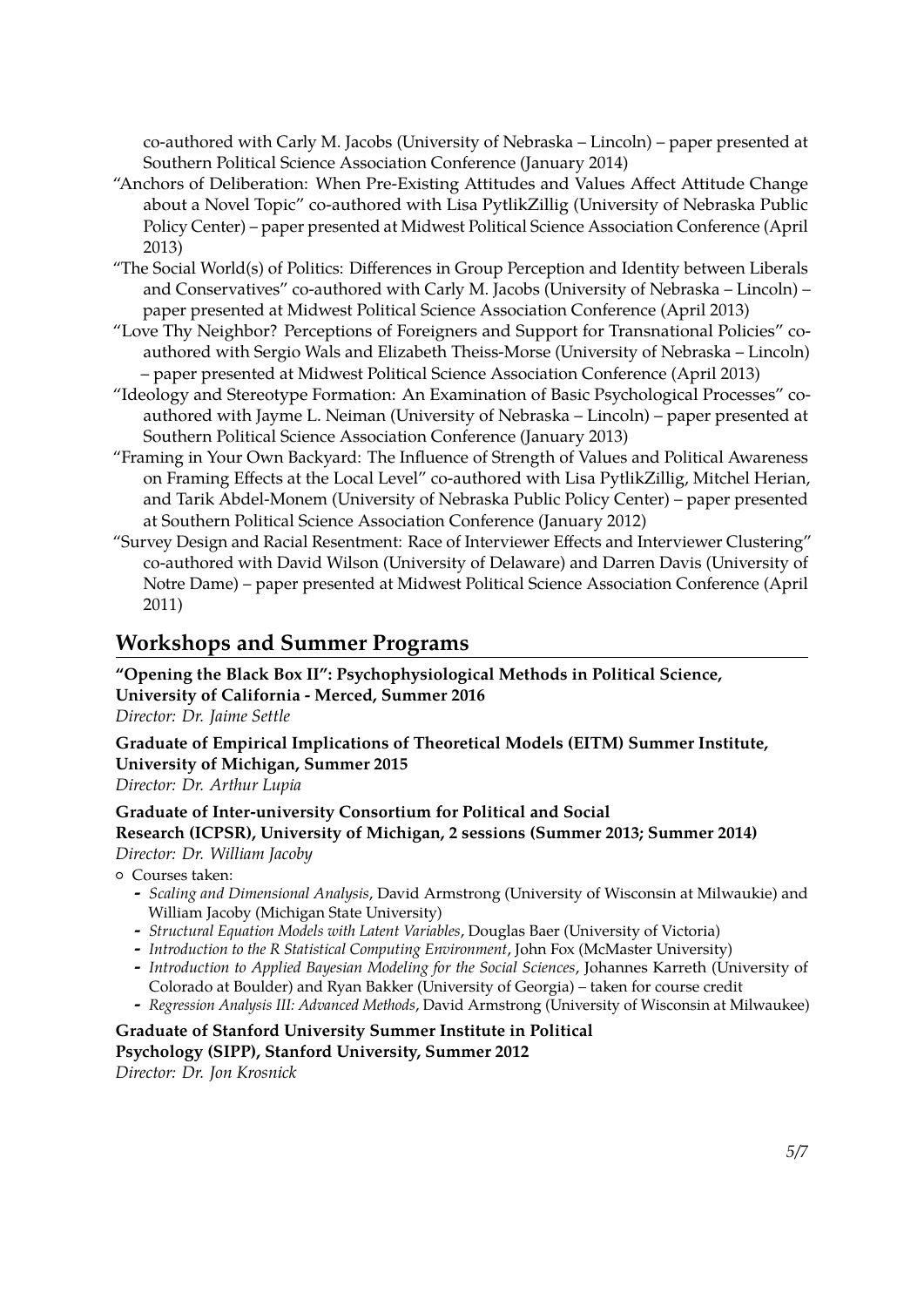co-authored with Carly M. Jacobs (University of Nebraska – Lincoln) – paper presented at Southern Political Science Association Conference (January 2014)

"Anchors of Deliberation: When Pre-Existing Attitudes and Values Affect Attitude Change about a Novel Topic" co-authored with Lisa PytlikZillig (University of Nebraska Public Policy Center) – paper presented at Midwest Political Science Association Conference (April 2013)

"The Social World(s) of Politics: Differences in Group Perception and Identity between Liberals and Conservatives" co-authored with Carly M. Jacobs (University of Nebraska – Lincoln) – paper presented at Midwest Political Science Association Conference (April 2013)

"Love Thy Neighbor? Perceptions of Foreigners and Support for Transnational Policies" co-authored with Sergio Wals and Elizabeth Theiss-Morse (University of Nebraska – Lincoln) – paper presented at Midwest Political Science Association Conference (April 2013)

"Ideology and Stereotype Formation: An Examination of Basic Psychological Processes" co-authored with Jayme L. Neiman (University of Nebraska – Lincoln) – paper presented at Southern Political Science Association Conference (January 2013)

"Framing in Your Own Backyard: The Influence of Strength of Values and Political Awareness on Framing Effects at the Local Level" co-authored with Lisa PytlikZillig, Mitchel Herian, and Tarik Abdel-Monem (University of Nebraska Public Policy Center) – paper presented at Southern Political Science Association Conference (January 2012)

"Survey Design and Racial Resentment: Race of Interviewer Effects and Interviewer Clustering" co-authored with David Wilson (University of Delaware) and Darren Davis (University of Notre Dame) – paper presented at Midwest Political Science Association Conference (April 2011)

## Workshops and Summer Programs

**"Opening the Black Box II": Psychophysiological Methods in Political Science, University of California - Merced, Summer 2016**
*Director: Dr. Jaime Settle*

**Graduate of Empirical Implications of Theoretical Models (EITM) Summer Institute, University of Michigan, Summer 2015**
*Director: Dr. Arthur Lupia*

**Graduate of Inter-university Consortium for Political and Social Research (ICPSR), University of Michigan, 2 sessions (Summer 2013; Summer 2014)**
*Director: Dr. William Jacoby*

- Courses taken:
  - *Scaling and Dimensional Analysis*, David Armstrong (University of Wisconsin at Milwaukie) and William Jacoby (Michigan State University)
  - *Structural Equation Models with Latent Variables*, Douglas Baer (University of Victoria)
  - *Introduction to the R Statistical Computing Environment*, John Fox (McMaster University)
  - *Introduction to Applied Bayesian Modeling for the Social Sciences*, Johannes Karreth (University of Colorado at Boulder) and Ryan Bakker (University of Georgia) – taken for course credit
  - *Regression Analysis III: Advanced Methods*, David Armstrong (University of Wisconsin at Milwaukee)

**Graduate of Stanford University Summer Institute in Political Psychology (SIPP), Stanford University, Summer 2012**
*Director: Dr. Jon Krosnick*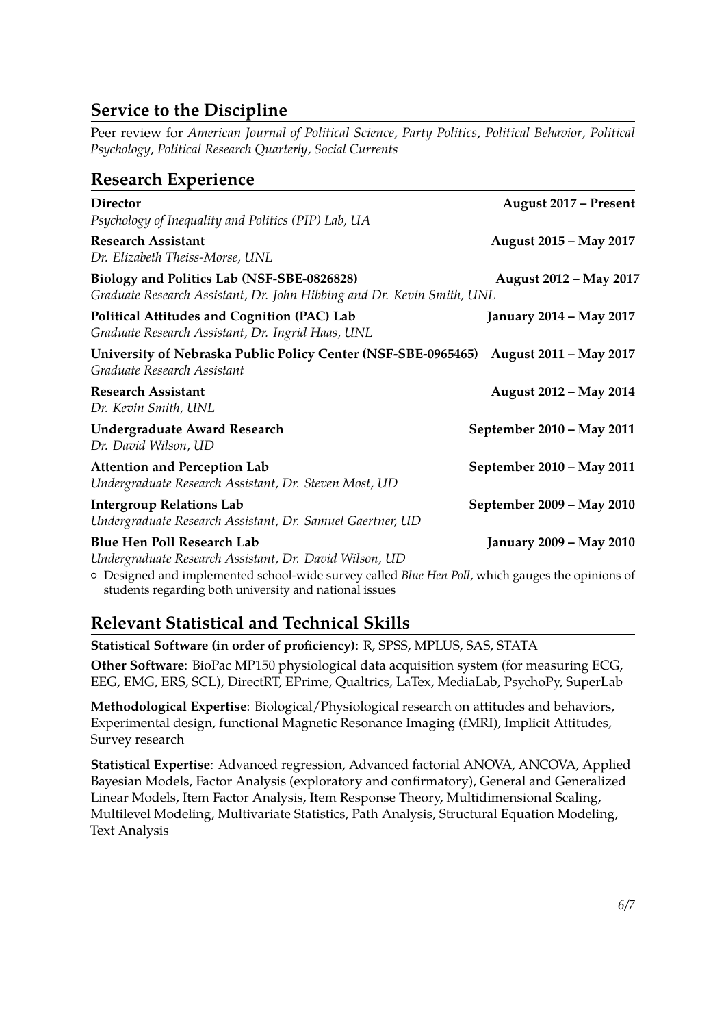## Service to the Discipline

Peer review for *American Journal of Political Science*, *Party Politics*, *Political Behavior*, *Political Psychology*, *Political Research Quarterly*, *Social Currents*

## Research Experience

**Director** — **August 2017 – Present**
*Psychology of Inequality and Politics (PIP) Lab, UA*

**Research Assistant** — **August 2015 – May 2017**
*Dr. Elizabeth Theiss-Morse, UNL*

**Biology and Politics Lab (NSF-SBE-0826828)** — **August 2012 – May 2017**
*Graduate Research Assistant, Dr. John Hibbing and Dr. Kevin Smith, UNL*

**Political Attitudes and Cognition (PAC) Lab** — **January 2014 – May 2017**
*Graduate Research Assistant, Dr. Ingrid Haas, UNL*

**University of Nebraska Public Policy Center (NSF-SBE-0965465)** — **August 2011 – May 2017**
*Graduate Research Assistant*

**Research Assistant** — **August 2012 – May 2014**
*Dr. Kevin Smith, UNL*

**Undergraduate Award Research** — **September 2010 – May 2011**
*Dr. David Wilson, UD*

**Attention and Perception Lab** — **September 2010 – May 2011**
*Undergraduate Research Assistant, Dr. Steven Most, UD*

**Intergroup Relations Lab** — **September 2009 – May 2010**
*Undergraduate Research Assistant, Dr. Samuel Gaertner, UD*

**Blue Hen Poll Research Lab** — **January 2009 – May 2010**
*Undergraduate Research Assistant, Dr. David Wilson, UD*

- Designed and implemented school-wide survey called *Blue Hen Poll*, which gauges the opinions of students regarding both university and national issues

## Relevant Statistical and Technical Skills

**Statistical Software (in order of proficiency)**: R, SPSS, MPLUS, SAS, STATA

**Other Software**: BioPac MP150 physiological data acquisition system (for measuring ECG, EEG, EMG, ERS, SCL), DirectRT, EPrime, Qualtrics, LaTex, MediaLab, PsychoPy, SuperLab

**Methodological Expertise**: Biological/Physiological research on attitudes and behaviors, Experimental design, functional Magnetic Resonance Imaging (fMRI), Implicit Attitudes, Survey research

**Statistical Expertise**: Advanced regression, Advanced factorial ANOVA, ANCOVA, Applied Bayesian Models, Factor Analysis (exploratory and confirmatory), General and Generalized Linear Models, Item Factor Analysis, Item Response Theory, Multidimensional Scaling, Multilevel Modeling, Multivariate Statistics, Path Analysis, Structural Equation Modeling, Text Analysis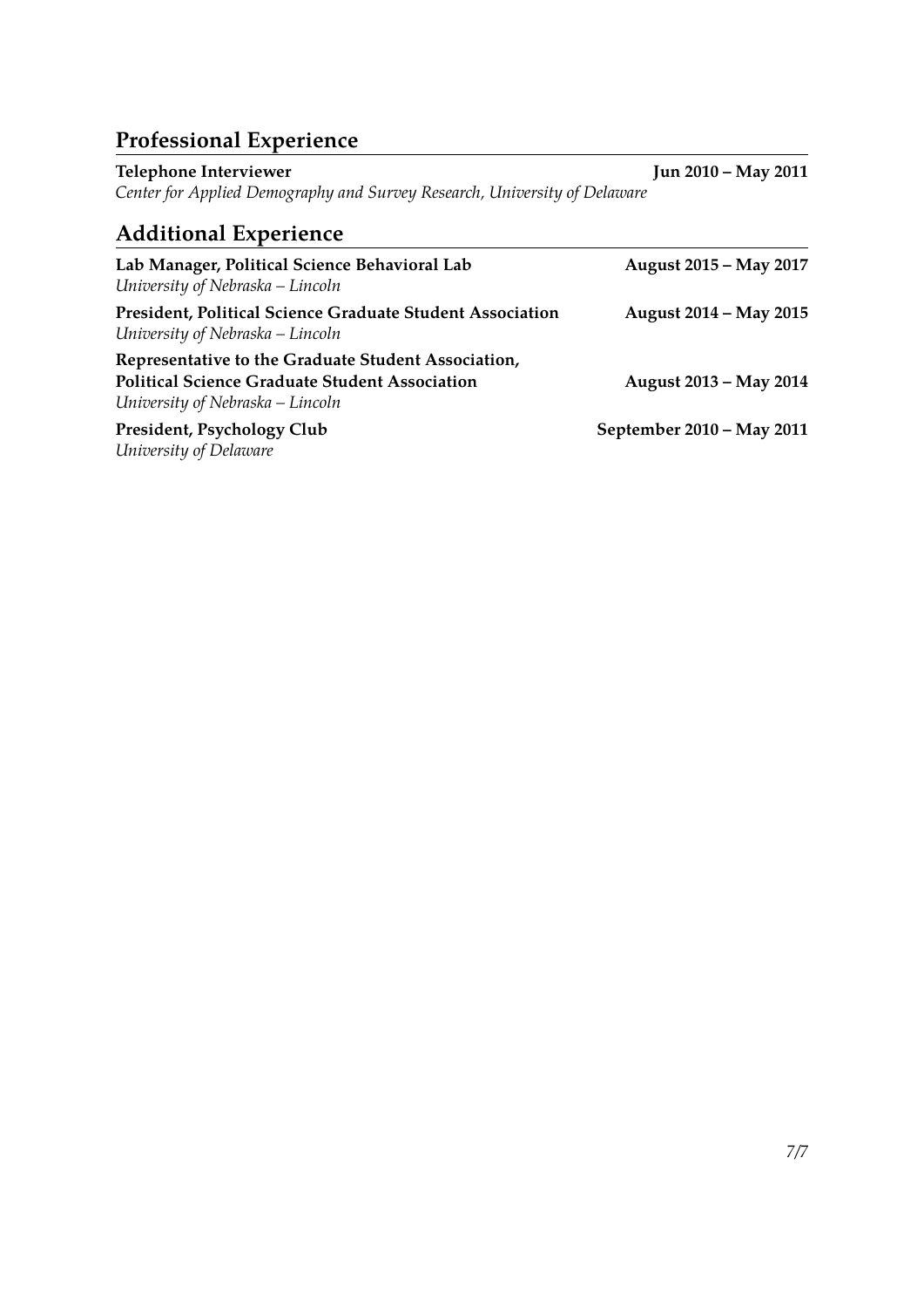## Professional Experience

**Telephone Interviewer** **Jun 2010 – May 2011**
*Center for Applied Demography and Survey Research, University of Delaware*

## Additional Experience

**Lab Manager, Political Science Behavioral Lab** **August 2015 – May 2017**
*University of Nebraska – Lincoln*

**President, Political Science Graduate Student Association** **August 2014 – May 2015**
*University of Nebraska – Lincoln*

**Representative to the Graduate Student Association, Political Science Graduate Student Association** **August 2013 – May 2014**
*University of Nebraska – Lincoln*

**President, Psychology Club** **September 2010 – May 2011**
*University of Delaware*